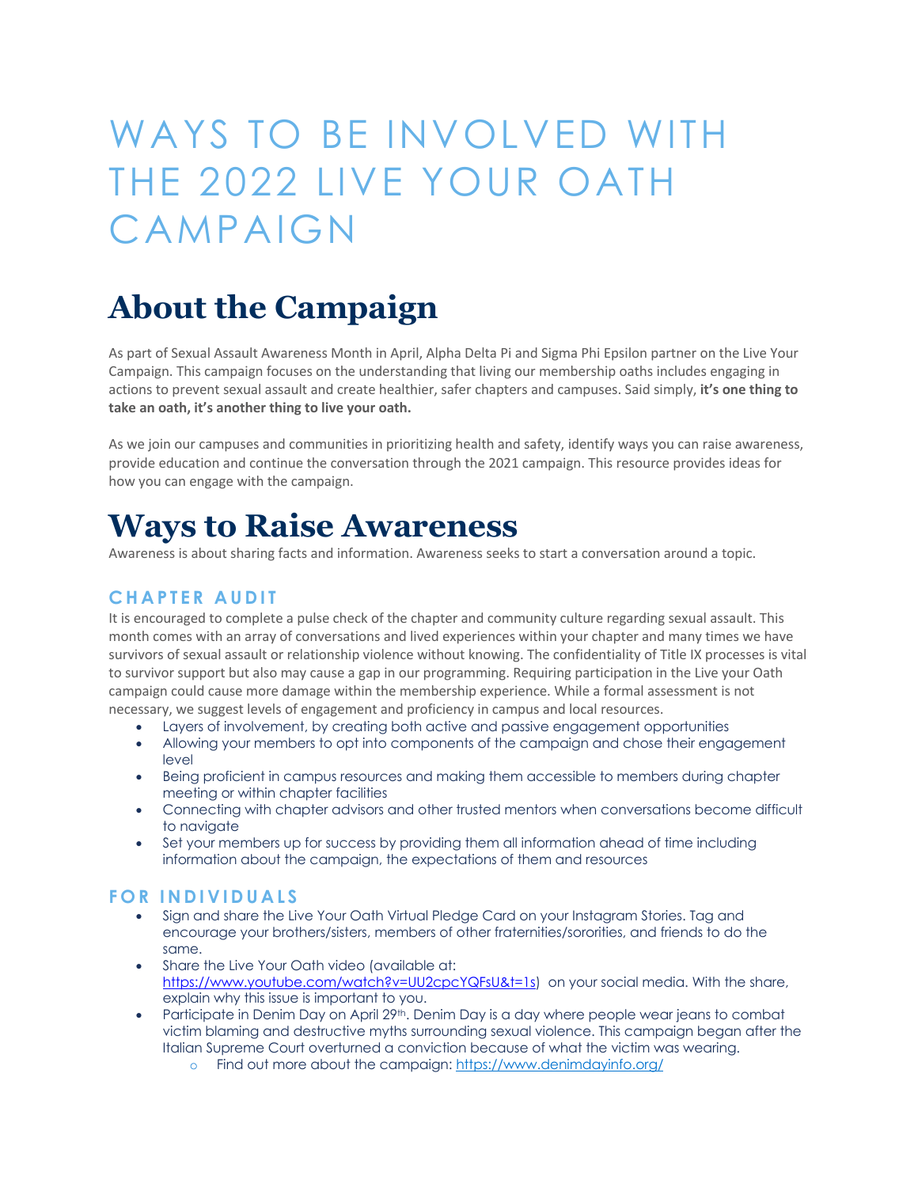# WAYS TO BE INVOLVED WITH THE 2022 LIVE YOUR OATH CAMPAIGN

## About the Campaign

As part of Sexual Assault Awareness Month in April, Alpha Delta Pi and Sigma Phi Epsilon partner on the Live Your Campaign. This campaign focuses on the understanding that living our membership oaths includes engaging in actions to prevent sexual assault and create healthier, safer chapters and campuses. Said simply, **it's one thing to take an oath, it's another thing to live your oath.**

As we join our campuses and communities in prioritizing health and safety, identify ways you can raise awareness, provide education and continue the conversation through the 2021 campaign. This resource provides ideas for how you can engage with the campaign.

## Ways to Raise Awareness

Awareness is about sharing facts and information. Awareness seeks to start a conversation around a topic.

### CHAPTER AUDIT

It is encouraged to complete a pulse check of the chapter and community culture regarding sexual assault. This month comes with an array of conversations and lived experiences within your chapter and many times we have survivors of sexual assault or relationship violence without knowing. The confidentiality of Title IX processes is vital to survivor support but also may cause a gap in our programming. Requiring participation in the Live your Oath campaign could cause more damage within the membership experience. While a formal assessment is not necessary, we suggest levels of engagement and proficiency in campus and local resources.

- Layers of involvement, by creating both active and passive engagement opportunities
- Allowing your members to opt into components of the campaign and chose their engagement level
- Being proficient in campus resources and making them accessible to members during chapter meeting or within chapter facilities
- Connecting with chapter advisors and other trusted mentors when conversations become difficult to navigate
- Set your members up for success by providing them all information ahead of time including information about the campaign, the expectations of them and resources

### FOR INDIVIDUALS

- Sign and share the Live Your Oath Virtual Pledge Card on your Instagram Stories. Tag and encourage your brothers/sisters, members of other fraternities/sororities, and friends to do the same.
- Share the Live Your Oath video (available at: https://www.youtube.com/watch?v=UU2cpcYQFsU&t=1s) on your social media. With the share, explain why this issue is important to you.
- Participate in Denim Day on April 29th. Denim Day is a day where people wear jeans to combat victim blaming and destructive myths surrounding sexual violence. This campaign began after the Italian Supreme Court overturned a conviction because of what the victim was wearing.
  - Find out more about the campaign: https://www.denimdayinfo.org/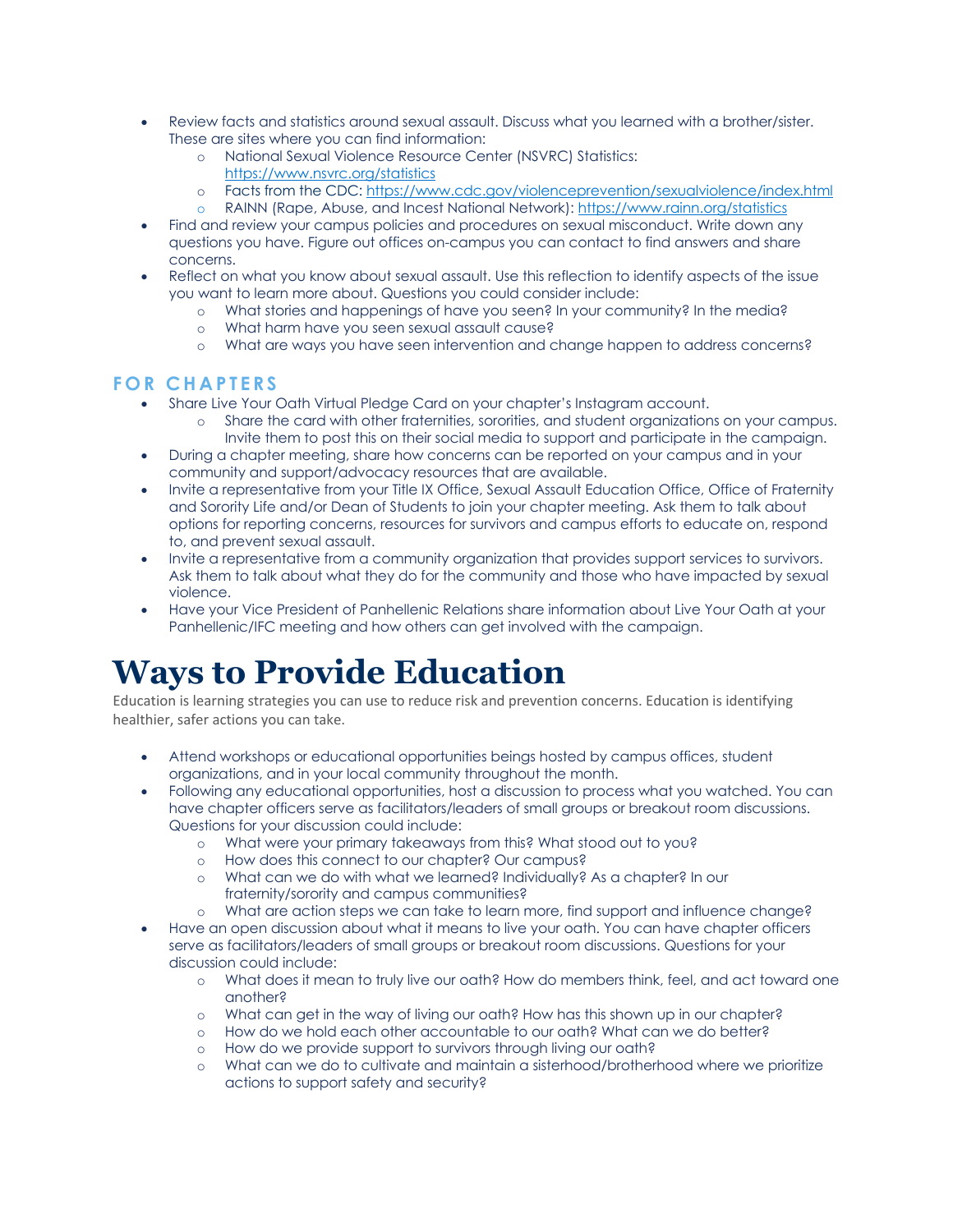- Review facts and statistics around sexual assault. Discuss what you learned with a brother/sister. These are sites where you can find information:
    - National Sexual Violence Resource Center (NSVRC) Statistics: https://www.nsvrc.org/statistics
    - Facts from the CDC: https://www.cdc.gov/violenceprevention/sexualviolence/index.html
    - RAINN (Rape, Abuse, and Incest National Network): https://www.rainn.org/statistics
- Find and review your campus policies and procedures on sexual misconduct. Write down any questions you have. Figure out offices on-campus you can contact to find answers and share concerns.
- Reflect on what you know about sexual assault. Use this reflection to identify aspects of the issue you want to learn more about. Questions you could consider include:
    - What stories and happenings of have you seen? In your community? In the media?
    - What harm have you seen sexual assault cause?
    - What are ways you have seen intervention and change happen to address concerns?

### FOR CHAPTERS

- Share Live Your Oath Virtual Pledge Card on your chapter's Instagram account.
    - Share the card with other fraternities, sororities, and student organizations on your campus. Invite them to post this on their social media to support and participate in the campaign.
- During a chapter meeting, share how concerns can be reported on your campus and in your community and support/advocacy resources that are available.
- Invite a representative from your Title IX Office, Sexual Assault Education Office, Office of Fraternity and Sorority Life and/or Dean of Students to join your chapter meeting. Ask them to talk about options for reporting concerns, resources for survivors and campus efforts to educate on, respond to, and prevent sexual assault.
- Invite a representative from a community organization that provides support services to survivors. Ask them to talk about what they do for the community and those who have impacted by sexual violence.
- Have your Vice President of Panhellenic Relations share information about Live Your Oath at your Panhellenic/IFC meeting and how others can get involved with the campaign.

# Ways to Provide Education

Education is learning strategies you can use to reduce risk and prevention concerns. Education is identifying healthier, safer actions you can take.

- Attend workshops or educational opportunities beings hosted by campus offices, student organizations, and in your local community throughout the month.
- Following any educational opportunities, host a discussion to process what you watched. You can have chapter officers serve as facilitators/leaders of small groups or breakout room discussions. Questions for your discussion could include:
    - What were your primary takeaways from this? What stood out to you?
    - How does this connect to our chapter? Our campus?
    - What can we do with what we learned? Individually? As a chapter? In our fraternity/sorority and campus communities?
    - What are action steps we can take to learn more, find support and influence change?
- Have an open discussion about what it means to live your oath. You can have chapter officers serve as facilitators/leaders of small groups or breakout room discussions. Questions for your discussion could include:
    - What does it mean to truly live our oath? How do members think, feel, and act toward one another?
    - What can get in the way of living our oath? How has this shown up in our chapter?
    - How do we hold each other accountable to our oath? What can we do better?
    - How do we provide support to survivors through living our oath?
    - What can we do to cultivate and maintain a sisterhood/brotherhood where we prioritize actions to support safety and security?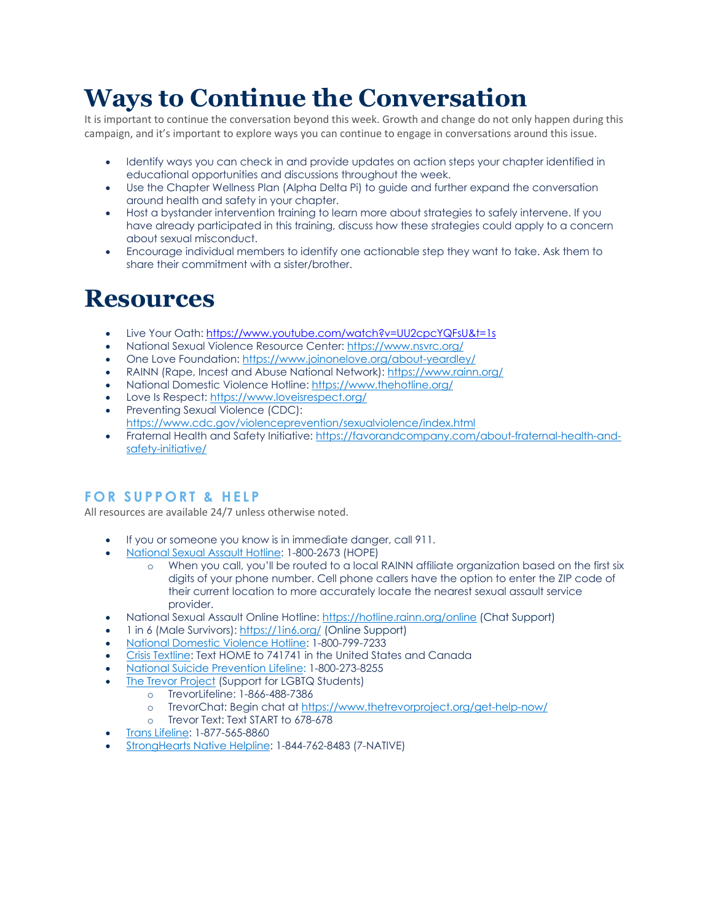# Ways to Continue the Conversation

It is important to continue the conversation beyond this week. Growth and change do not only happen during this campaign, and it's important to explore ways you can continue to engage in conversations around this issue.

- Identify ways you can check in and provide updates on action steps your chapter identified in educational opportunities and discussions throughout the week.
- Use the Chapter Wellness Plan (Alpha Delta Pi) to guide and further expand the conversation around health and safety in your chapter.
- Host a bystander intervention training to learn more about strategies to safely intervene. If you have already participated in this training, discuss how these strategies could apply to a concern about sexual misconduct.
- Encourage individual members to identify one actionable step they want to take. Ask them to share their commitment with a sister/brother.

# Resources

- Live Your Oath: https://www.youtube.com/watch?v=UU2cpcYQFsU&t=1s
- National Sexual Violence Resource Center: https://www.nsvrc.org/
- One Love Foundation: https://www.joinonelove.org/about-yeardley/
- RAINN (Rape, Incest and Abuse National Network): https://www.rainn.org/
- National Domestic Violence Hotline: https://www.thehotline.org/
- Love Is Respect: https://www.loveisrespect.org/
- Preventing Sexual Violence (CDC): https://www.cdc.gov/violenceprevention/sexualviolence/index.html
- Fraternal Health and Safety Initiative: https://favorandcompany.com/about-fraternal-health-and-safety-initiative/

## FOR SUPPORT & HELP

All resources are available 24/7 unless otherwise noted.

- If you or someone you know is in immediate danger, call 911.
- National Sexual Assault Hotline: 1-800-2673 (HOPE)
  - When you call, you'll be routed to a local RAINN affiliate organization based on the first six digits of your phone number. Cell phone callers have the option to enter the ZIP code of their current location to more accurately locate the nearest sexual assault service provider.
- National Sexual Assault Online Hotline: https://hotline.rainn.org/online (Chat Support)
- 1 in 6 (Male Survivors): https://1in6.org/ (Online Support)
- National Domestic Violence Hotline: 1-800-799-7233
- Crisis Textline: Text HOME to 741741 in the United States and Canada
- National Suicide Prevention Lifeline: 1-800-273-8255
- The Trevor Project (Support for LGBTQ Students)
  - TrevorLifeline: 1-866-488-7386
  - TrevorChat: Begin chat at https://www.thetrevorproject.org/get-help-now/
  - Trevor Text: Text START to 678-678
- Trans Lifeline: 1-877-565-8860
- StrongHearts Native Helpline: 1-844-762-8483 (7-NATIVE)